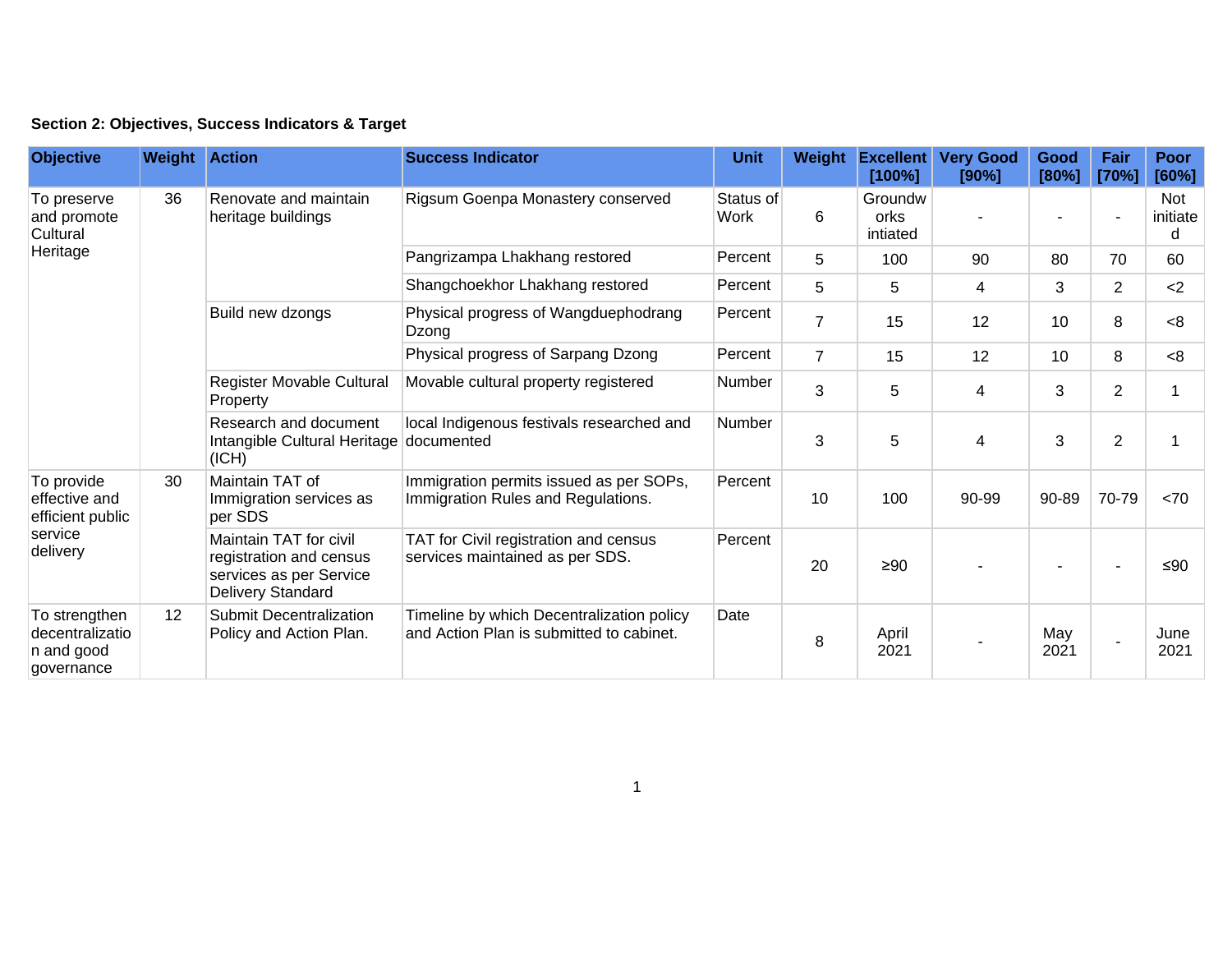**Section 2: Objectives, Success Indicators & Target**

| Objective | Weight | Action | Success Indicator | Unit | Weight | Excellent [100%] | Very Good [90%] | Good [80%] | Fair [70%] | Poor [60%] |
|---|---|---|---|---|---|---|---|---|---|---|
| To preserve and promote Cultural Heritage | 36 | Renovate and maintain heritage buildings | Rigsum Goenpa Monastery conserved | Status of Work | 6 | Groundworks intiated | - | - | - | Not initiated |
| | | | Pangrizampa Lhakhang restored | Percent | 5 | 100 | 90 | 80 | 70 | 60 |
| | | | Shangchoekhor Lhakhang restored | Percent | 5 | 5 | 4 | 3 | 2 | <2 |
| | | Build new dzongs | Physical progress of Wangduephodrang Dzong | Percent | 7 | 15 | 12 | 10 | 8 | <8 |
| | | | Physical progress of Sarpang Dzong | Percent | 7 | 15 | 12 | 10 | 8 | <8 |
| | | Register Movable Cultural Property | Movable cultural property registered | Number | 3 | 5 | 4 | 3 | 2 | 1 |
| | | Research and document Intangible Cultural Heritage (ICH) | local Indigenous festivals researched and documented | Number | 3 | 5 | 4 | 3 | 2 | 1 |
| To provide effective and efficient public service delivery | 30 | Maintain TAT of Immigration services as per SDS | Immigration permits issued as per SOPs, Immigration Rules and Regulations. | Percent | 10 | 100 | 90-99 | 90-89 | 70-79 | <70 |
| | | Maintain TAT for civil registration and census services as per Service Delivery Standard | TAT for Civil registration and census services maintained as per SDS. | Percent | 20 | ≥90 | - | - | - | ≤90 |
| To strengthen decentralization and good governance | 12 | Submit Decentralization Policy and Action Plan. | Timeline by which Decentralization policy and Action Plan is submitted to cabinet. | Date | 8 | April 2021 | - | May 2021 | - | June 2021 |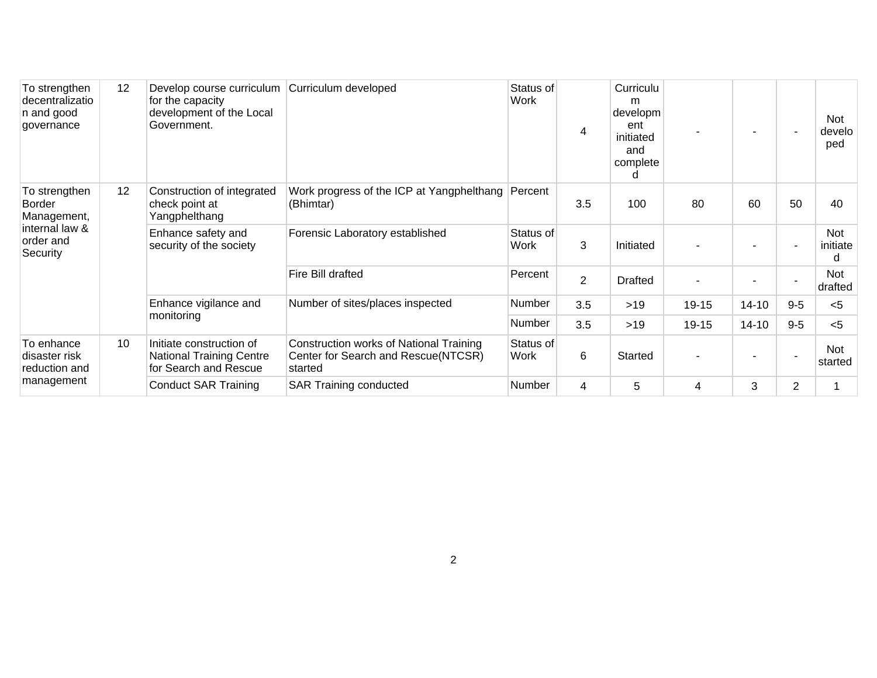| | | | | | | | | | | |
|---|---|---|---|---|---|---|---|---|---|---|
| To strengthen decentralization and good governance | 12 | Develop course curriculum for the capacity development of the Local Government. | Curriculum developed | Status of Work | 4 | Curriculum development initiated and completed | - | - | - | Not developed |
| To strengthen Border Management, internal law & order and Security | 12 | Construction of integrated check point at Yangphelthang | Work progress of the ICP at Yangphelthang (Bhimtar) | Percent | 3.5 | 100 | 80 | 60 | 50 | 40 |
| | | Enhance safety and security of the society | Forensic Laboratory established | Status of Work | 3 | Initiated | - | - | - | Not initiated |
| | | | Fire Bill drafted | Percent | 2 | Drafted | - | - | - | Not drafted |
| | | Enhance vigilance and monitoring | Number of sites/places inspected | Number | 3.5 | >19 | 19-15 | 14-10 | 9-5 | <5 |
| | | | | Number | 3.5 | >19 | 19-15 | 14-10 | 9-5 | <5 |
| To enhance disaster risk reduction and management | 10 | Initiate construction of National Training Centre for Search and Rescue | Construction works of National Training Center for Search and Rescue(NTCSR) started | Status of Work | 6 | Started | - | - | - | Not started |
| | | Conduct SAR Training | SAR Training conducted | Number | 4 | 5 | 4 | 3 | 2 | 1 |